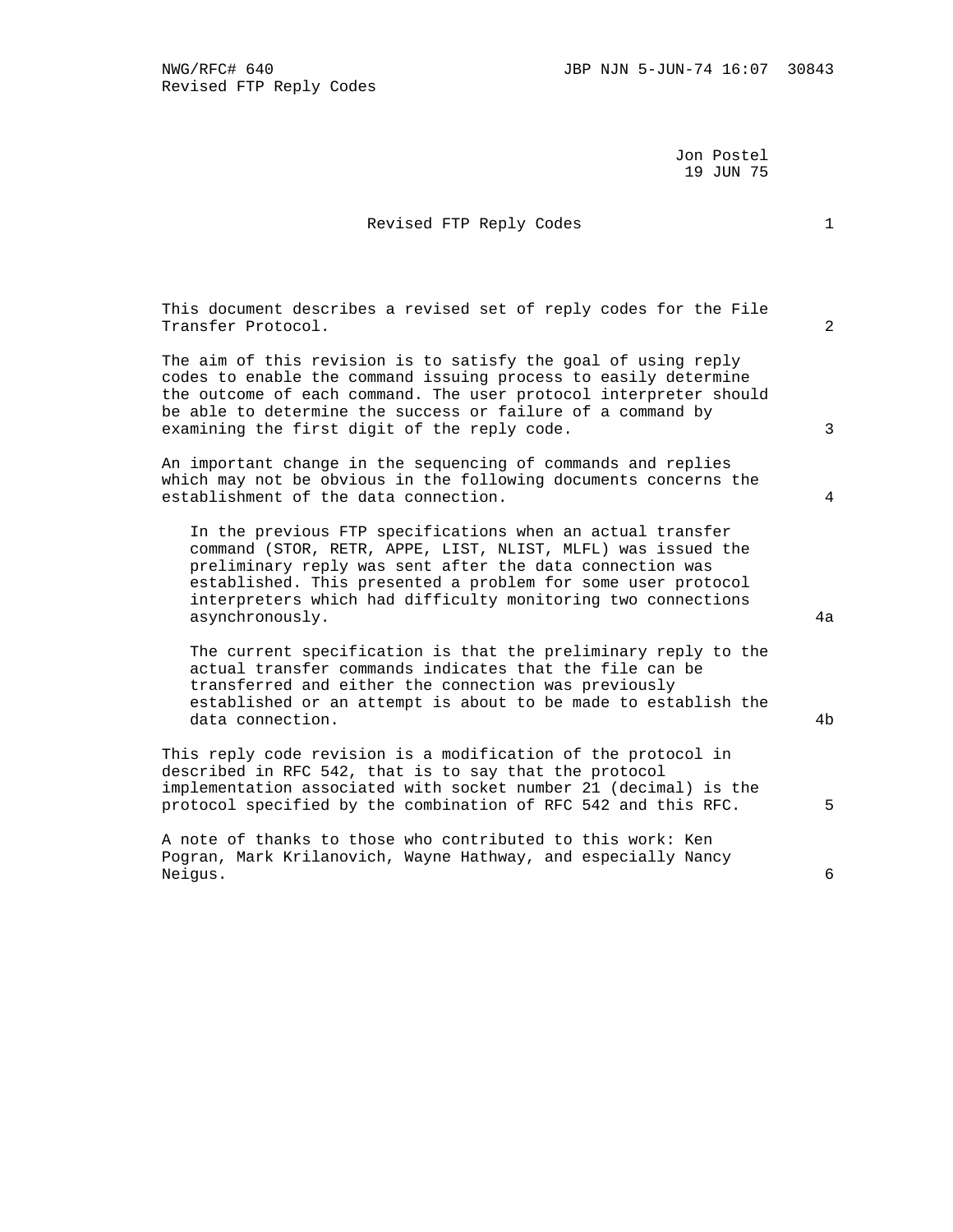Jon Postel
19 JUN 75

# Revised FTP Reply Codes

This document describes a revised set of reply codes for the File Transfer Protocol.

The aim of this revision is to satisfy the goal of using reply codes to enable the command issuing process to easily determine the outcome of each command. The user protocol interpreter should be able to determine the success or failure of a command by examining the first digit of the reply code.

An important change in the sequencing of commands and replies which may not be obvious in the following documents concerns the establishment of the data connection.

> In the previous FTP specifications when an actual transfer command (STOR, RETR, APPE, LIST, NLIST, MLFL) was issued the preliminary reply was sent after the data connection was established. This presented a problem for some user protocol interpreters which had difficulty monitoring two connections asynchronously.

> The current specification is that the preliminary reply to the actual transfer commands indicates that the file can be transferred and either the connection was previously established or an attempt is about to be made to establish the data connection.

This reply code revision is a modification of the protocol in described in RFC 542, that is to say that the protocol implementation associated with socket number 21 (decimal) is the protocol specified by the combination of RFC 542 and this RFC.

A note of thanks to those who contributed to this work: Ken Pogran, Mark Krilanovich, Wayne Hathway, and especially Nancy Neigus.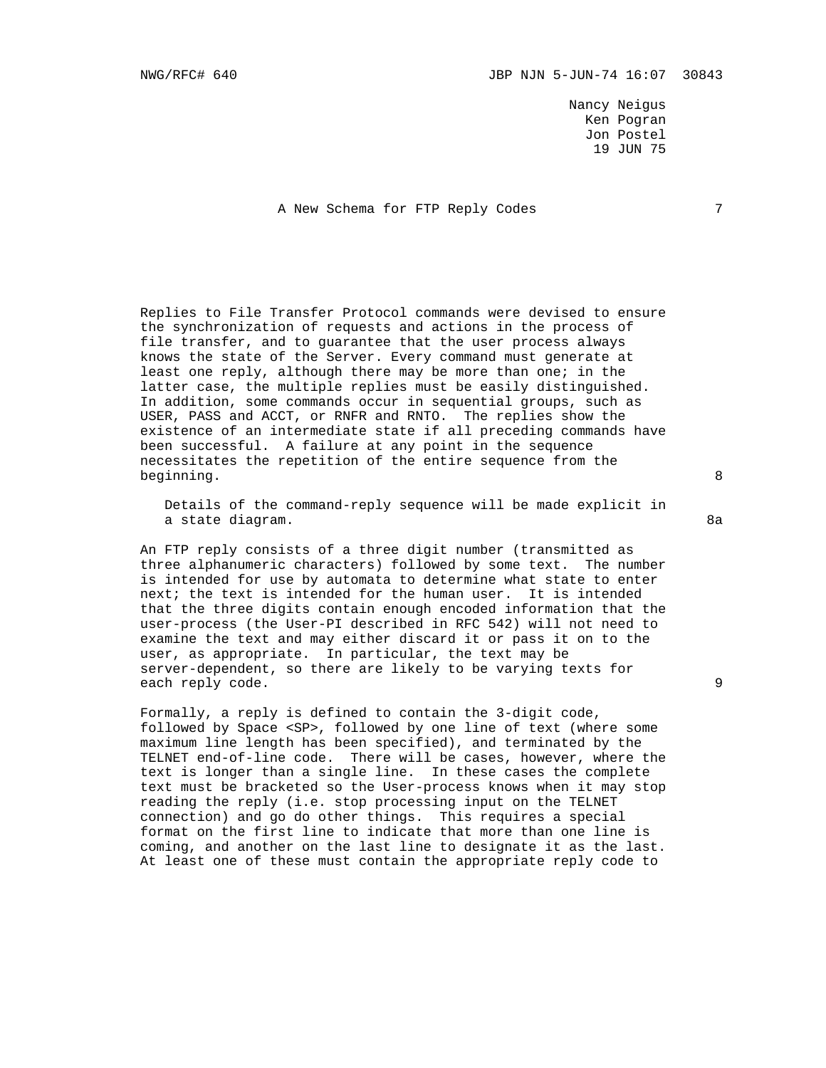Nancy Neigus
Ken Pogran
Jon Postel
19 JUN 75

# A New Schema for FTP Reply Codes 7

Replies to File Transfer Protocol commands were devised to ensure the synchronization of requests and actions in the process of file transfer, and to guarantee that the user process always knows the state of the Server. Every command must generate at least one reply, although there may be more than one; in the latter case, the multiple replies must be easily distinguished. In addition, some commands occur in sequential groups, such as USER, PASS and ACCT, or RNFR and RNTO. The replies show the existence of an intermediate state if all preceding commands have been successful. A failure at any point in the sequence necessitates the repetition of the entire sequence from the beginning. 8

Details of the command-reply sequence will be made explicit in a state diagram. 8a

An FTP reply consists of a three digit number (transmitted as three alphanumeric characters) followed by some text. The number is intended for use by automata to determine what state to enter next; the text is intended for the human user. It is intended that the three digits contain enough encoded information that the user-process (the User-PI described in RFC 542) will not need to examine the text and may either discard it or pass it on to the user, as appropriate. In particular, the text may be server-dependent, so there are likely to be varying texts for each reply code. 9

Formally, a reply is defined to contain the 3-digit code, followed by Space <SP>, followed by one line of text (where some maximum line length has been specified), and terminated by the TELNET end-of-line code. There will be cases, however, where the text is longer than a single line. In these cases the complete text must be bracketed so the User-process knows when it may stop reading the reply (i.e. stop processing input on the TELNET connection) and go do other things. This requires a special format on the first line to indicate that more than one line is coming, and another on the last line to designate it as the last. At least one of these must contain the appropriate reply code to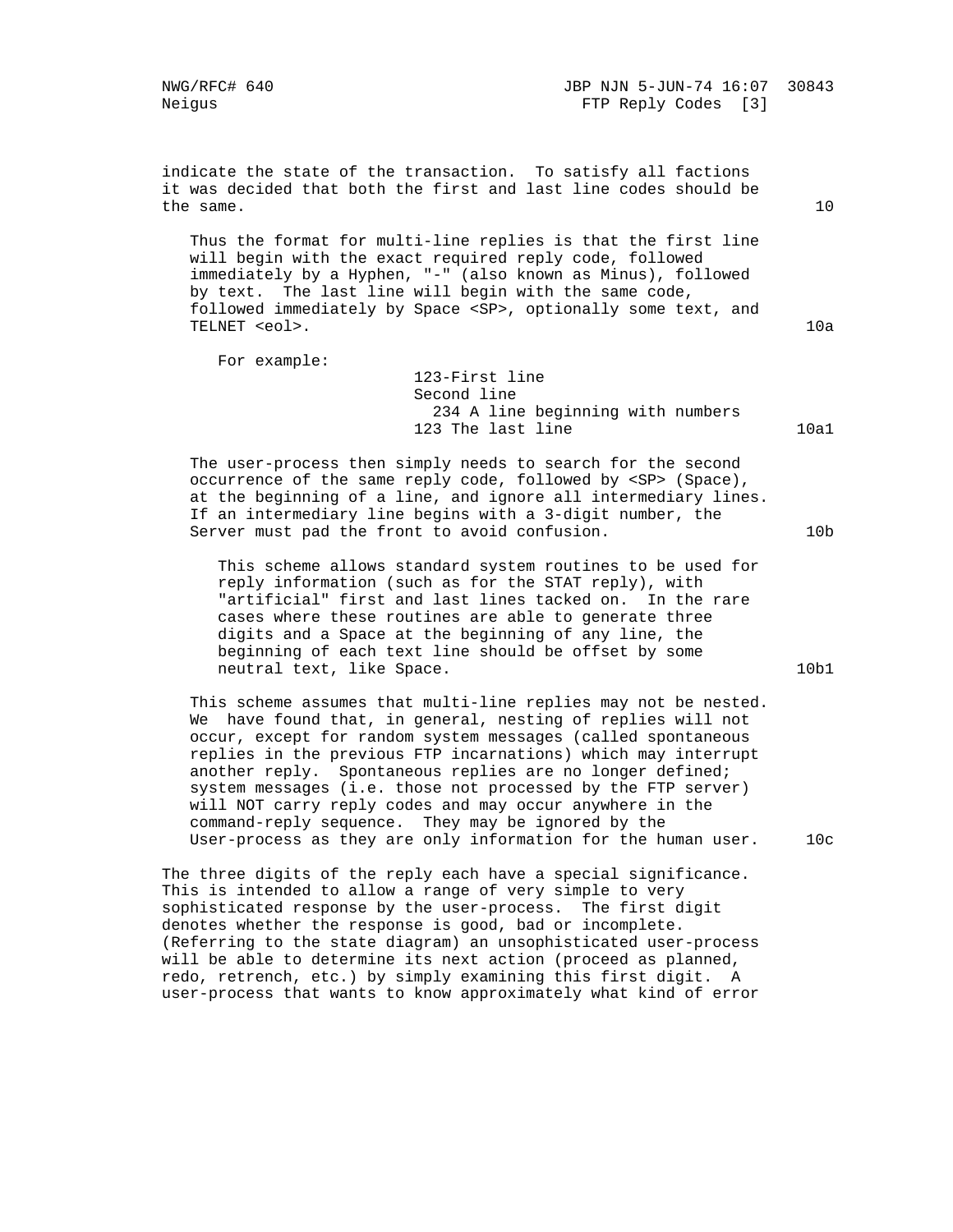indicate the state of the transaction. To satisfy all factions it was decided that both the first and last line codes should be the same. 10

Thus the format for multi-line replies is that the first line will begin with the exact required reply code, followed immediately by a Hyphen, "-" (also known as Minus), followed by text. The last line will begin with the same code, followed immediately by Space <SP>, optionally some text, and TELNET <eol>. 10a

For example:

```
123-First line
Second line
  234 A line beginning with numbers
123 The last line
```

10a1

The user-process then simply needs to search for the second occurrence of the same reply code, followed by <SP> (Space), at the beginning of a line, and ignore all intermediary lines. If an intermediary line begins with a 3-digit number, the Server must pad the front to avoid confusion. 10b

This scheme allows standard system routines to be used for reply information (such as for the STAT reply), with "artificial" first and last lines tacked on. In the rare cases where these routines are able to generate three digits and a Space at the beginning of any line, the beginning of each text line should be offset by some neutral text, like Space. 10b1

This scheme assumes that multi-line replies may not be nested. We have found that, in general, nesting of replies will not occur, except for random system messages (called spontaneous replies in the previous FTP incarnations) which may interrupt another reply. Spontaneous replies are no longer defined; system messages (i.e. those not processed by the FTP server) will NOT carry reply codes and may occur anywhere in the command-reply sequence. They may be ignored by the User-process as they are only information for the human user. 10c

The three digits of the reply each have a special significance. This is intended to allow a range of very simple to very sophisticated response by the user-process. The first digit denotes whether the response is good, bad or incomplete. (Referring to the state diagram) an unsophisticated user-process will be able to determine its next action (proceed as planned, redo, retrench, etc.) by simply examining this first digit. A user-process that wants to know approximately what kind of error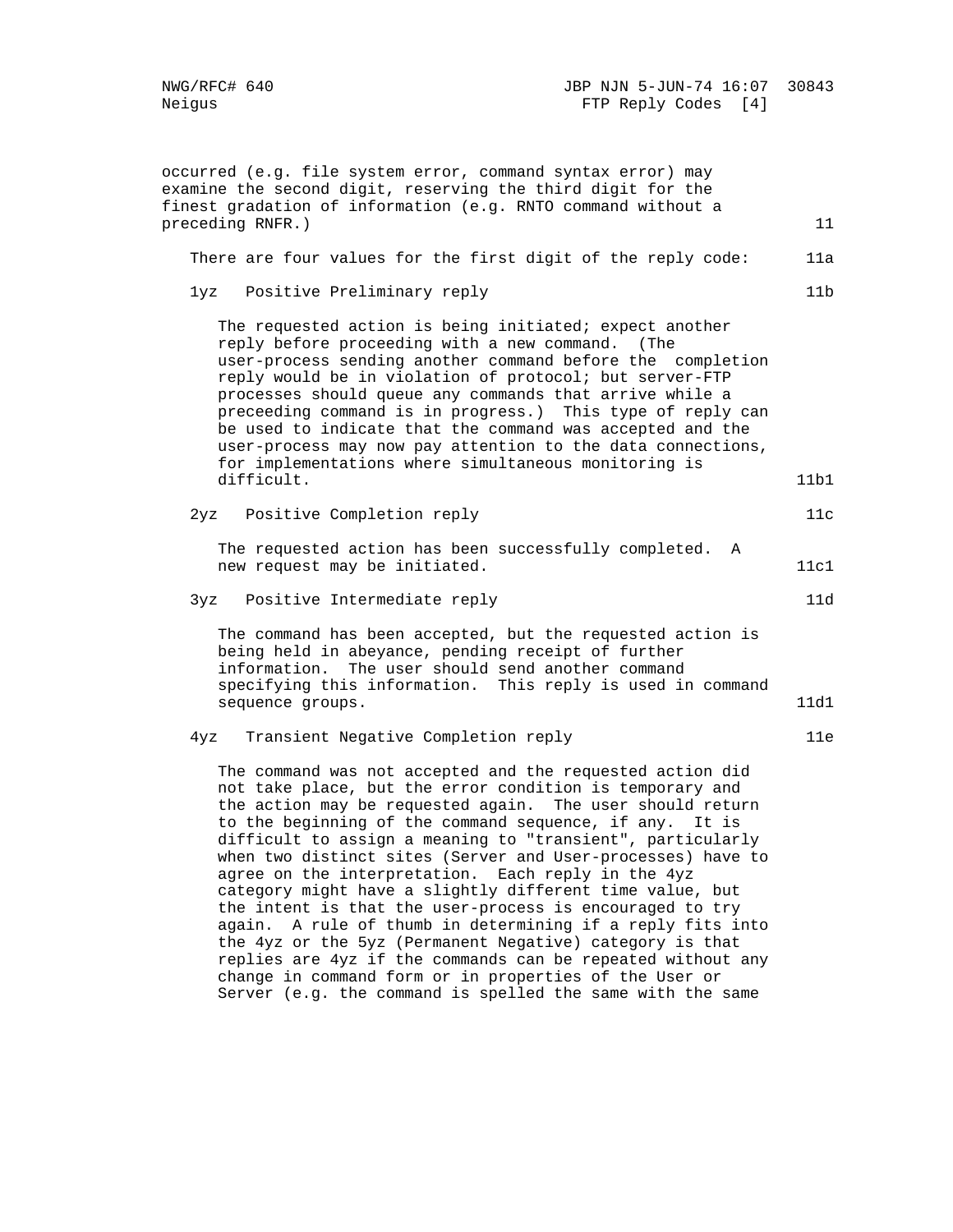occurred (e.g. file system error, command syntax error) may examine the second digit, reserving the third digit for the finest gradation of information (e.g. RNTO command without a preceding RNFR.) 11

There are four values for the first digit of the reply code: 11a

1yz Positive Preliminary reply 11b

The requested action is being initiated; expect another reply before proceeding with a new command. (The user-process sending another command before the completion reply would be in violation of protocol; but server-FTP processes should queue any commands that arrive while a preceeding command is in progress.) This type of reply can be used to indicate that the command was accepted and the user-process may now pay attention to the data connections, for implementations where simultaneous monitoring is difficult. 11b1

2yz Positive Completion reply 11c

The requested action has been successfully completed. A new request may be initiated. 11c1

3yz Positive Intermediate reply 11d

The command has been accepted, but the requested action is being held in abeyance, pending receipt of further information. The user should send another command specifying this information. This reply is used in command sequence groups. 11d1

4yz Transient Negative Completion reply 11e

The command was not accepted and the requested action did not take place, but the error condition is temporary and the action may be requested again. The user should return to the beginning of the command sequence, if any. It is difficult to assign a meaning to "transient", particularly when two distinct sites (Server and User-processes) have to agree on the interpretation. Each reply in the 4yz category might have a slightly different time value, but the intent is that the user-process is encouraged to try again. A rule of thumb in determining if a reply fits into the 4yz or the 5yz (Permanent Negative) category is that replies are 4yz if the commands can be repeated without any change in command form or in properties of the User or Server (e.g. the command is spelled the same with the same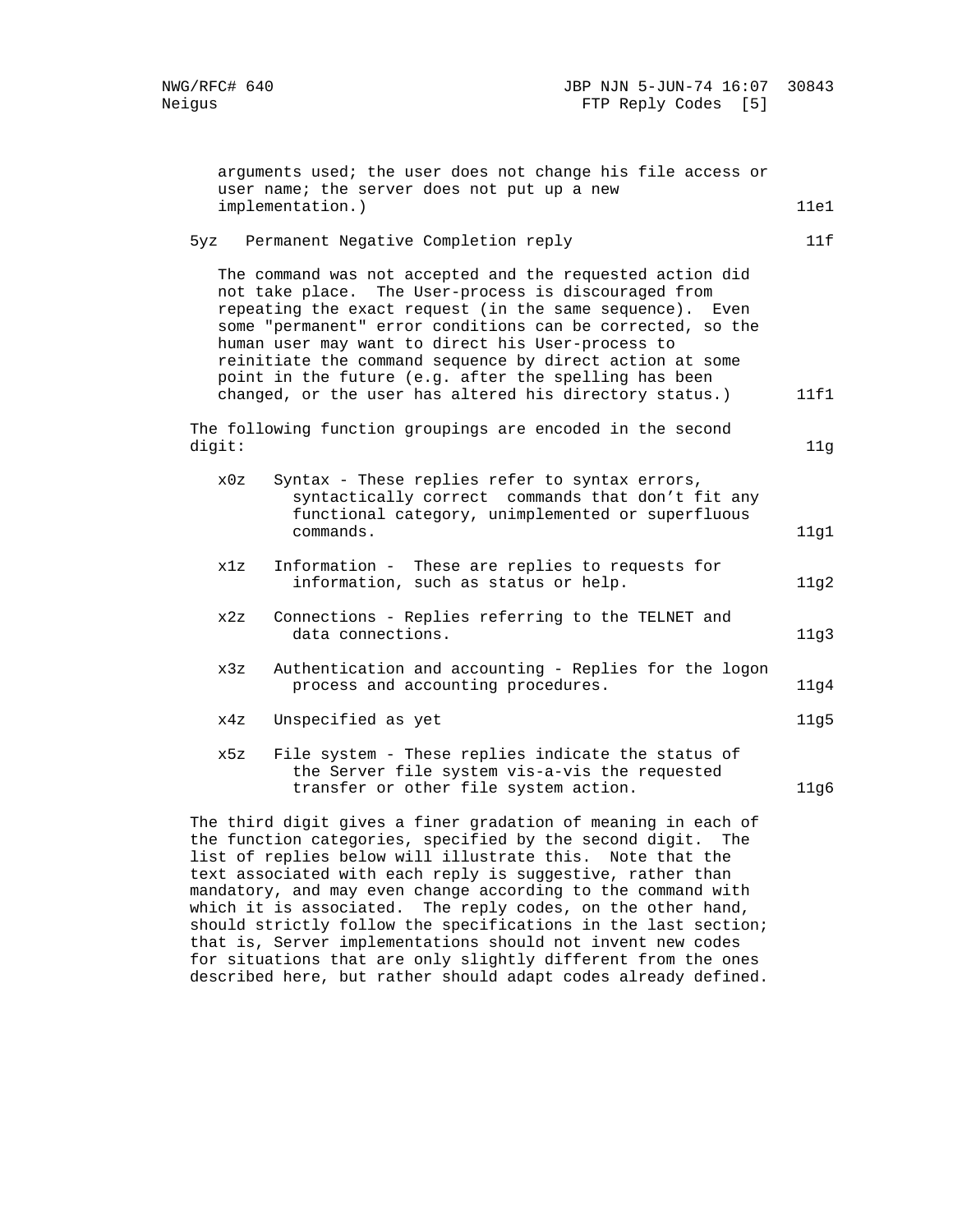arguments used; the user does not change his file access or user name; the server does not put up a new implementation.) 11e1

5yz Permanent Negative Completion reply 11f

The command was not accepted and the requested action did not take place. The User-process is discouraged from repeating the exact request (in the same sequence). Even some "permanent" error conditions can be corrected, so the human user may want to direct his User-process to reinitiate the command sequence by direct action at some point in the future (e.g. after the spelling has been changed, or the user has altered his directory status.) 11f1

The following function groupings are encoded in the second digit: 11g

- x0z Syntax - These replies refer to syntax errors, syntactically correct commands that don't fit any functional category, unimplemented or superfluous commands. 11g1

- x1z Information - These are replies to requests for information, such as status or help. 11g2

- x2z Connections - Replies referring to the TELNET and data connections. 11g3

- x3z Authentication and accounting - Replies for the logon process and accounting procedures. 11g4

- x4z Unspecified as yet 11g5

- x5z File system - These replies indicate the status of the Server file system vis-a-vis the requested transfer or other file system action. 11g6

The third digit gives a finer gradation of meaning in each of the function categories, specified by the second digit. The list of replies below will illustrate this. Note that the text associated with each reply is suggestive, rather than mandatory, and may even change according to the command with which it is associated. The reply codes, on the other hand, should strictly follow the specifications in the last section; that is, Server implementations should not invent new codes for situations that are only slightly different from the ones described here, but rather should adapt codes already defined.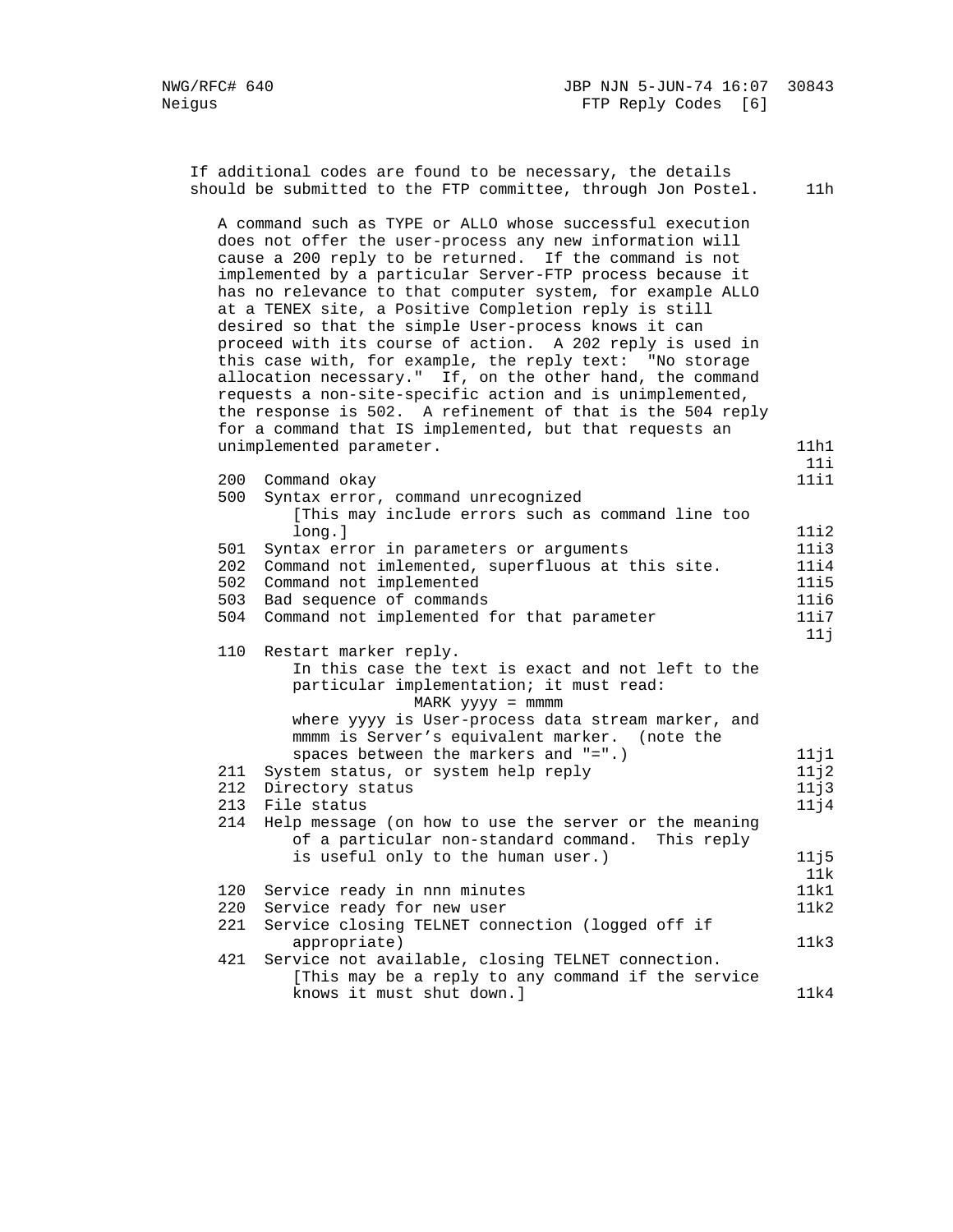If additional codes are found to be necessary, the details should be submitted to the FTP committee, through Jon Postel. 11h

A command such as TYPE or ALLO whose successful execution does not offer the user-process any new information will cause a 200 reply to be returned. If the command is not implemented by a particular Server-FTP process because it has no relevance to that computer system, for example ALLO at a TENEX site, a Positive Completion reply is still desired so that the simple User-process knows it can proceed with its course of action. A 202 reply is used in this case with, for example, the reply text: "No storage allocation necessary." If, on the other hand, the command requests a non-site-specific action and is unimplemented, the response is 502. A refinement of that is the 504 reply for a command that IS implemented, but that requests an unimplemented parameter. 11h1

11i

```
200  Command okay                                           11i1
500  Syntax error, command unrecognized
        [This may include errors such as command line too
        long.]                                              11i2
501  Syntax error in parameters or arguments                11i3
202  Command not imlemented, superfluous at this site.      11i4
502  Command not implemented                                11i5
503  Bad sequence of commands                               11i6
504  Command not implemented for that parameter             11i7
```

11j

```
110  Restart marker reply.
        In this case the text is exact and not left to the
        particular implementation; it must read:
                    MARK yyyy = mmmm
        where yyyy is User-process data stream marker, and
        mmmm is Server's equivalent marker.  (note the
        spaces between the markers and "=".)                11j1
211  System status, or system help reply                    11j2
212  Directory status                                       11j3
213  File status                                            11j4
214  Help message (on how to use the server or the meaning
        of a particular non-standard command.  This reply
        is useful only to the human user.)                  11j5
```

11k

```
120  Service ready in nnn minutes                           11k1
220  Service ready for new user                             11k2
221  Service closing TELNET connection (logged off if
        appropriate)                                        11k3
421  Service not available, closing TELNET connection.
        [This may be a reply to any command if the service
        knows it must shut down.]                           11k4
```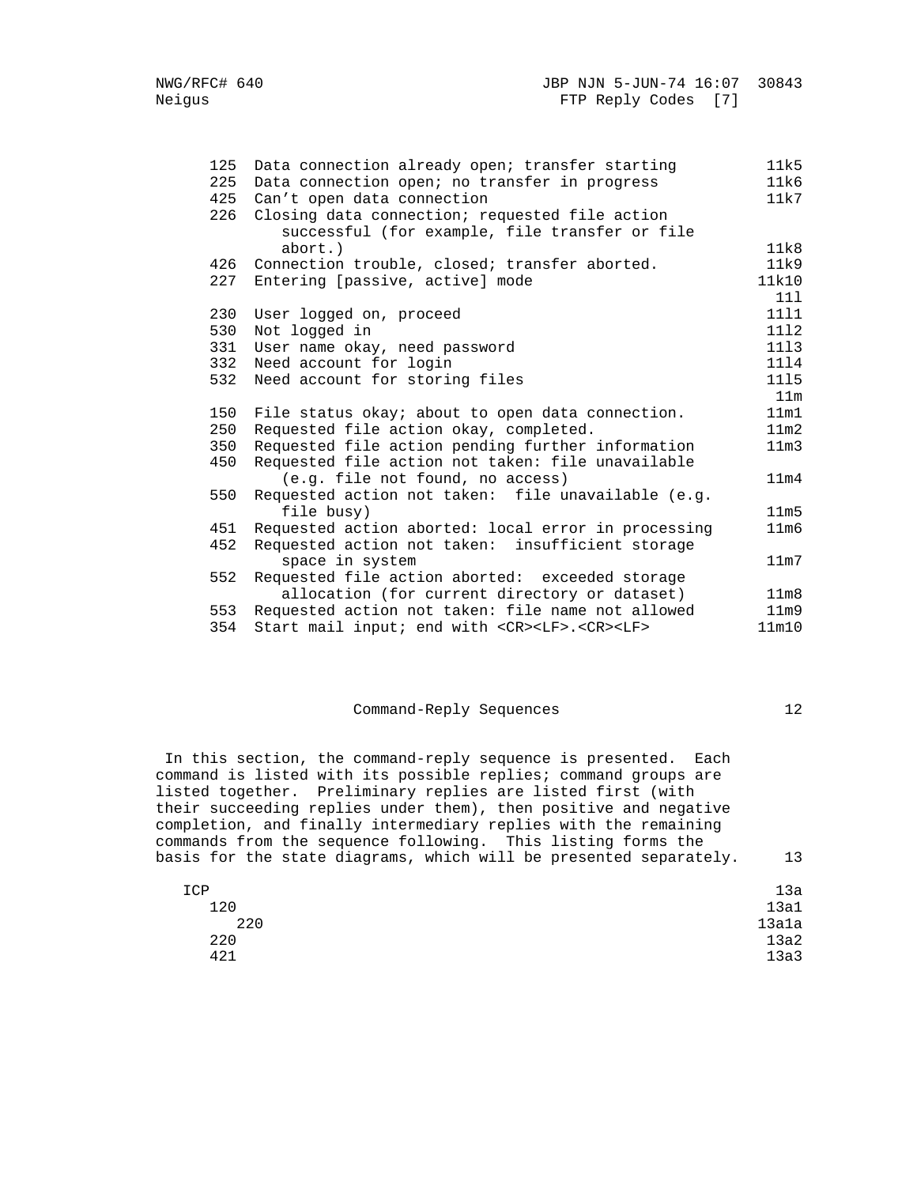| Code | Description | Ref |
|---|---|---|
| 125 | Data connection already open; transfer starting | 11k5 |
| 225 | Data connection open; no transfer in progress | 11k6 |
| 425 | Can't open data connection | 11k7 |
| 226 | Closing data connection; requested file action successful (for example, file transfer or file abort.) | 11k8 |
| 426 | Connection trouble, closed; transfer aborted. | 11k9 |
| 227 | Entering [passive, active] mode | 11k10 |
| | | 11l |
| 230 | User logged on, proceed | 11l1 |
| 530 | Not logged in | 11l2 |
| 331 | User name okay, need password | 11l3 |
| 332 | Need account for login | 11l4 |
| 532 | Need account for storing files | 11l5 |
| | | 11m |
| 150 | File status okay; about to open data connection. | 11m1 |
| 250 | Requested file action okay, completed. | 11m2 |
| 350 | Requested file action pending further information | 11m3 |
| 450 | Requested file action not taken: file unavailable (e.g. file not found, no access) | 11m4 |
| 550 | Requested action not taken: file unavailable (e.g. file busy) | 11m5 |
| 451 | Requested action aborted: local error in processing | 11m6 |
| 452 | Requested action not taken: insufficient storage space in system | 11m7 |
| 552 | Requested file action aborted: exceeded storage allocation (for current directory or dataset) | 11m8 |
| 553 | Requested action not taken: file name not allowed | 11m9 |
| 354 | Start mail input; end with <CR><LF>.<CR><LF> | 11m10 |

## Command-Reply Sequences (12)

In this section, the command-reply sequence is presented. Each command is listed with its possible replies; command groups are listed together. Preliminary replies are listed first (with their succeeding replies under them), then positive and negative completion, and finally intermediary replies with the remaining commands from the sequence following. This listing forms the basis for the state diagrams, which will be presented separately. 13

```
ICP                                                        13a
   120                                                     13a1
      220                                                  13a1a
   220                                                     13a2
   421                                                     13a3
```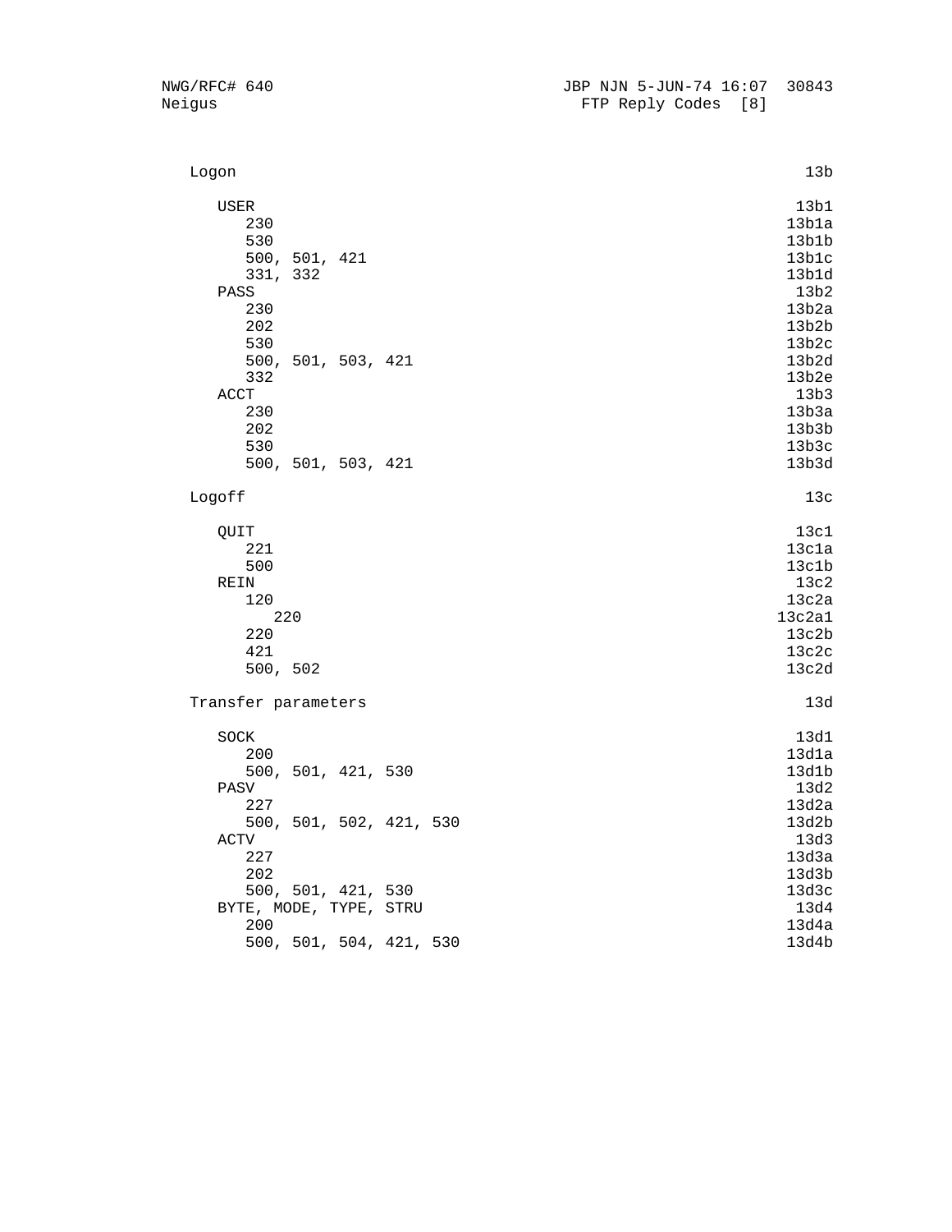```
   Logon                                                            13b

      USER                                                         13b1
         230                                                      13b1a
         530                                                      13b1b
         500, 501, 421                                            13b1c
         331, 332                                                 13b1d
      PASS                                                         13b2
         230                                                      13b2a
         202                                                      13b2b
         530                                                      13b2c
         500, 501, 503, 421                                       13b2d
         332                                                      13b2e
      ACCT                                                         13b3
         230                                                      13b3a
         202                                                      13b3b
         530                                                      13b3c
         500, 501, 503, 421                                       13b3d

   Logoff                                                           13c

      QUIT                                                         13c1
         221                                                      13c1a
         500                                                      13c1b
      REIN                                                         13c2
         120                                                      13c2a
            220                                                  13c2a1
         220                                                      13c2b
         421                                                      13c2c
         500, 502                                                 13c2d

   Transfer parameters                                              13d

      SOCK                                                         13d1
         200                                                      13d1a
         500, 501, 421, 530                                       13d1b
      PASV                                                         13d2
         227                                                      13d2a
         500, 501, 502, 421, 530                                  13d2b
      ACTV                                                         13d3
         227                                                      13d3a
         202                                                      13d3b
         500, 501, 421, 530                                       13d3c
      BYTE, MODE, TYPE, STRU                                       13d4
         200                                                      13d4a
         500, 501, 504, 421, 530                                  13d4b
```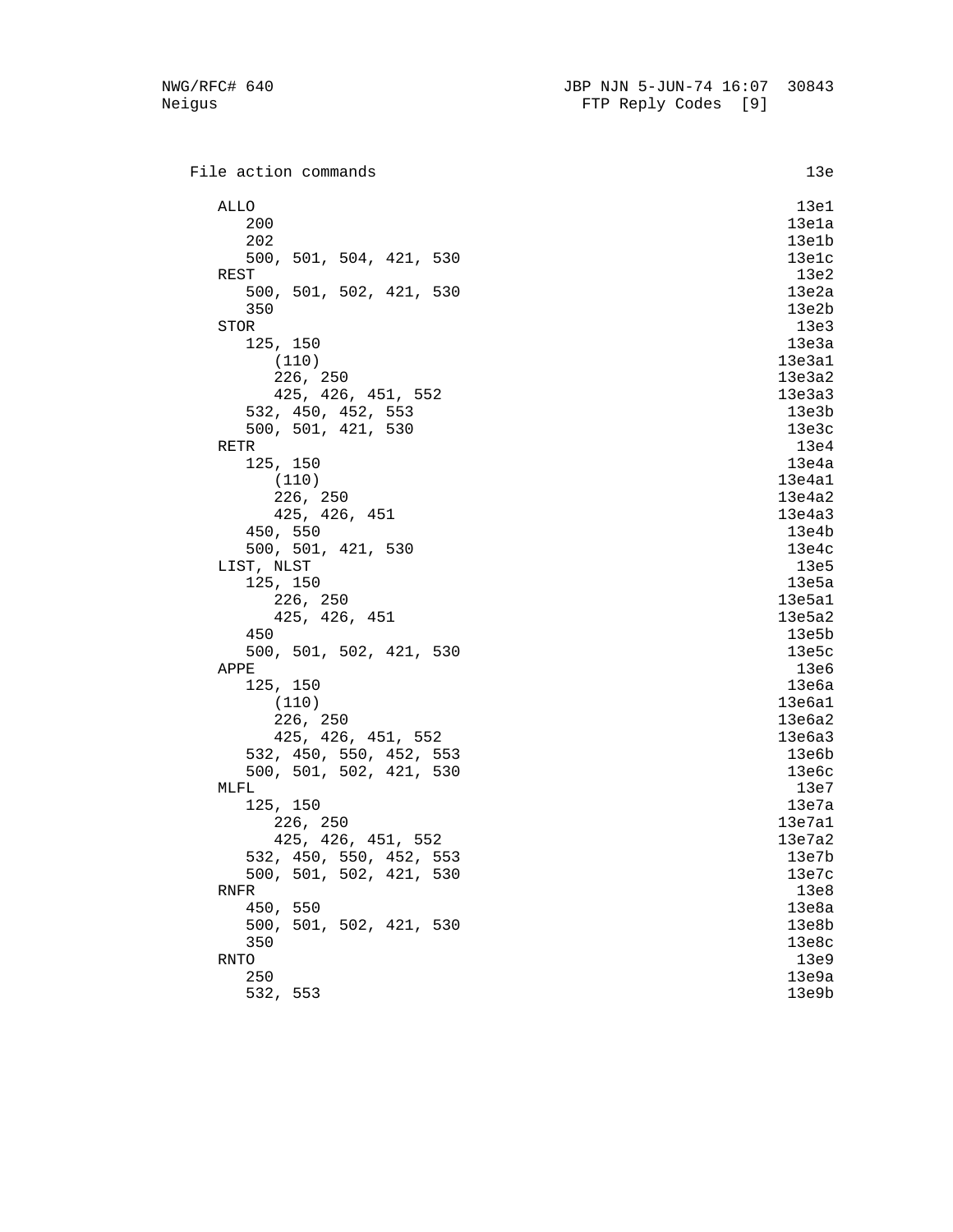```
   File action commands                                            13e

      ALLO                                                          13e1
         200                                                       13e1a
         202                                                       13e1b
         500, 501, 504, 421, 530                                   13e1c
      REST                                                          13e2
         500, 501, 502, 421, 530                                   13e2a
         350                                                       13e2b
      STOR                                                          13e3
         125, 150                                                  13e3a
            (110)                                                 13e3a1
            226, 250                                              13e3a2
            425, 426, 451, 552                                    13e3a3
         532, 450, 452, 553                                        13e3b
         500, 501, 421, 530                                        13e3c
      RETR                                                          13e4
         125, 150                                                  13e4a
            (110)                                                 13e4a1
            226, 250                                              13e4a2
            425, 426, 451                                         13e4a3
         450, 550                                                  13e4b
         500, 501, 421, 530                                        13e4c
      LIST, NLST                                                    13e5
         125, 150                                                  13e5a
            226, 250                                              13e5a1
            425, 426, 451                                         13e5a2
         450                                                       13e5b
         500, 501, 502, 421, 530                                   13e5c
      APPE                                                          13e6
         125, 150                                                  13e6a
            (110)                                                 13e6a1
            226, 250                                              13e6a2
            425, 426, 451, 552                                    13e6a3
         532, 450, 550, 452, 553                                   13e6b
         500, 501, 502, 421, 530                                   13e6c
      MLFL                                                          13e7
         125, 150                                                  13e7a
            226, 250                                              13e7a1
            425, 426, 451, 552                                    13e7a2
         532, 450, 550, 452, 553                                   13e7b
         500, 501, 502, 421, 530                                   13e7c
      RNFR                                                          13e8
         450, 550                                                  13e8a
         500, 501, 502, 421, 530                                   13e8b
         350                                                       13e8c
      RNTO                                                          13e9
         250                                                       13e9a
         532, 553                                                  13e9b
```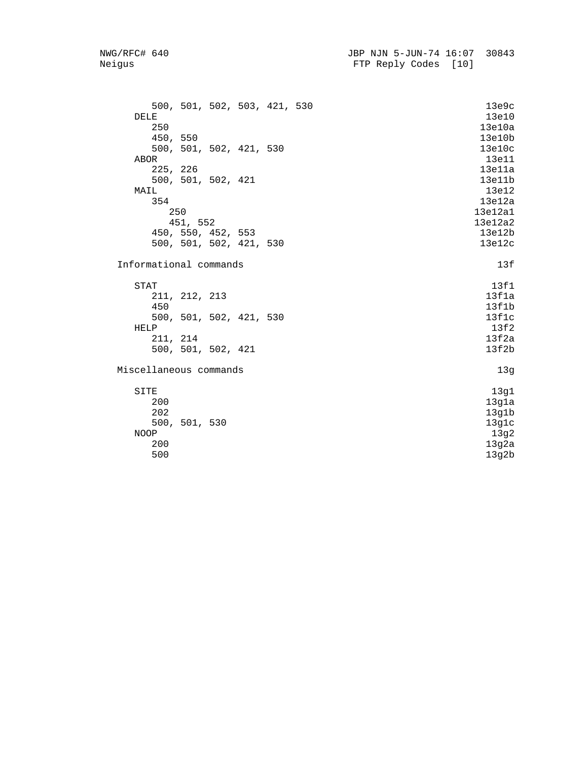```
      500, 501, 502, 503, 421, 530                                13e9c
   DELE                                                           13e10
      250                                                         13e10a
      450, 550                                                    13e10b
      500, 501, 502, 421, 530                                     13e10c
   ABOR                                                           13e11
      225, 226                                                    13e11a
      500, 501, 502, 421                                          13e11b
   MAIL                                                           13e12
      354                                                         13e12a
         250                                                     13e12a1
         451, 552                                                13e12a2
      450, 550, 452, 553                                          13e12b
      500, 501, 502, 421, 530                                     13e12c

Informational commands                                              13f

   STAT                                                            13f1
      211, 212, 213                                               13f1a
      450                                                         13f1b
      500, 501, 502, 421, 530                                     13f1c
   HELP                                                            13f2
      211, 214                                                    13f2a
      500, 501, 502, 421                                          13f2b

Miscellaneous commands                                              13g

   SITE                                                            13g1
      200                                                         13g1a
      202                                                         13g1b
      500, 501, 530                                               13g1c
   NOOP                                                            13g2
      200                                                         13g2a
      500                                                         13g2b
```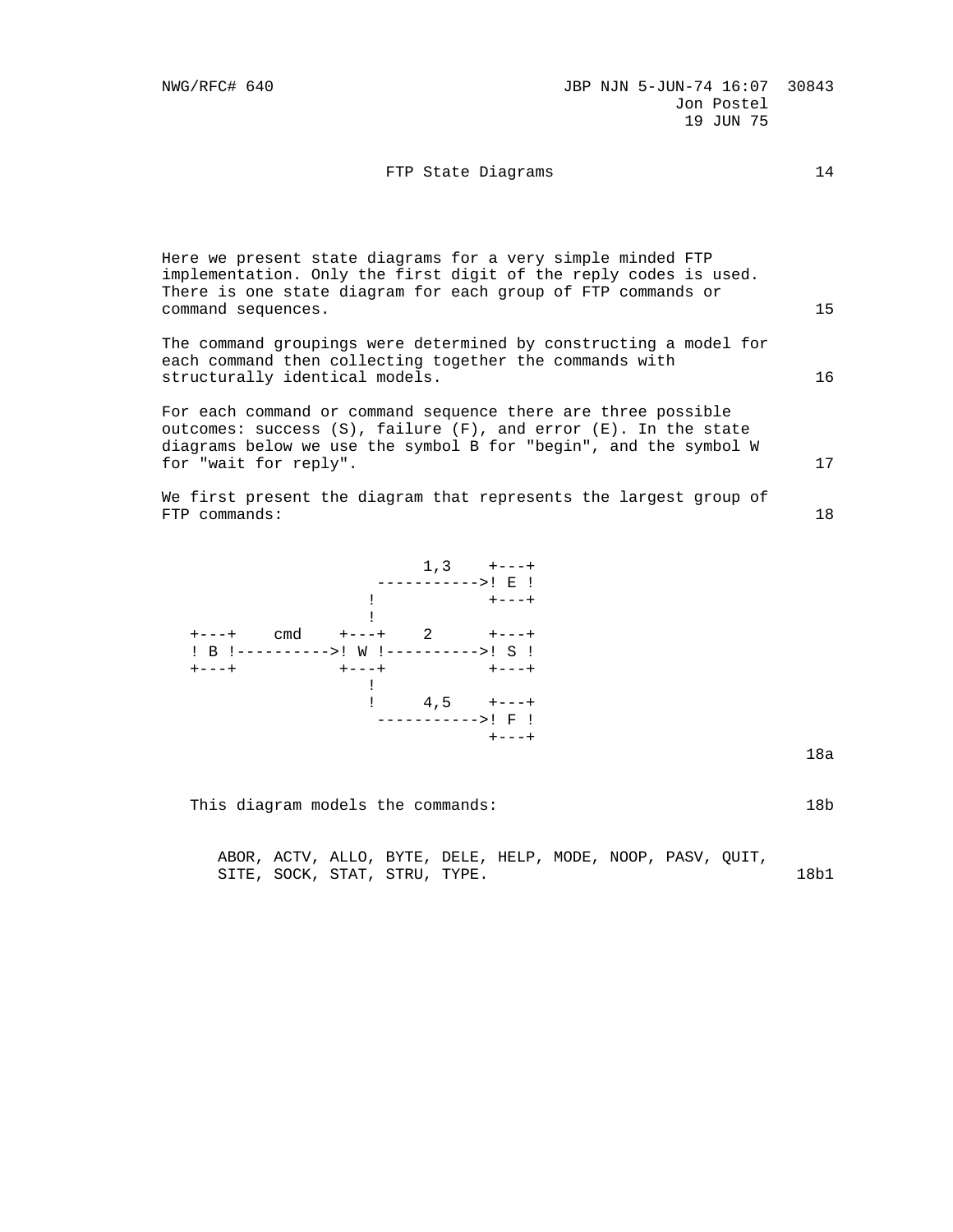FTP State Diagrams                                                  14

Here we present state diagrams for a very simple minded FTP implementation. Only the first digit of the reply codes is used. There is one state diagram for each group of FTP commands or command sequences.                                                          15

The command groupings were determined by constructing a model for each command then collecting together the commands with structurally identical models.                                              16

For each command or command sequence there are three possible outcomes: success (S), failure (F), and error (E). In the state diagrams below we use the symbol B for "begin", and the symbol W for "wait for reply".                                             17

We first present the diagram that represents the largest group of FTP commands:                                                       18

```
                           1,3    +---+
                       ----------->! E !
                      !           +---+
                      !
   +---+    cmd    +---+    2      +---+
   ! B !---------->! W !---------->! S !
   +---+           +---+           +---+
                      !
                      !     4,5    +---+
                       ----------->! F !
                                   +---+
```

18a

This diagram models the commands:                                 18b

ABOR, ACTV, ALLO, BYTE, DELE, HELP, MODE, NOOP, PASV, QUIT, SITE, SOCK, STAT, STRU, TYPE.                                      18b1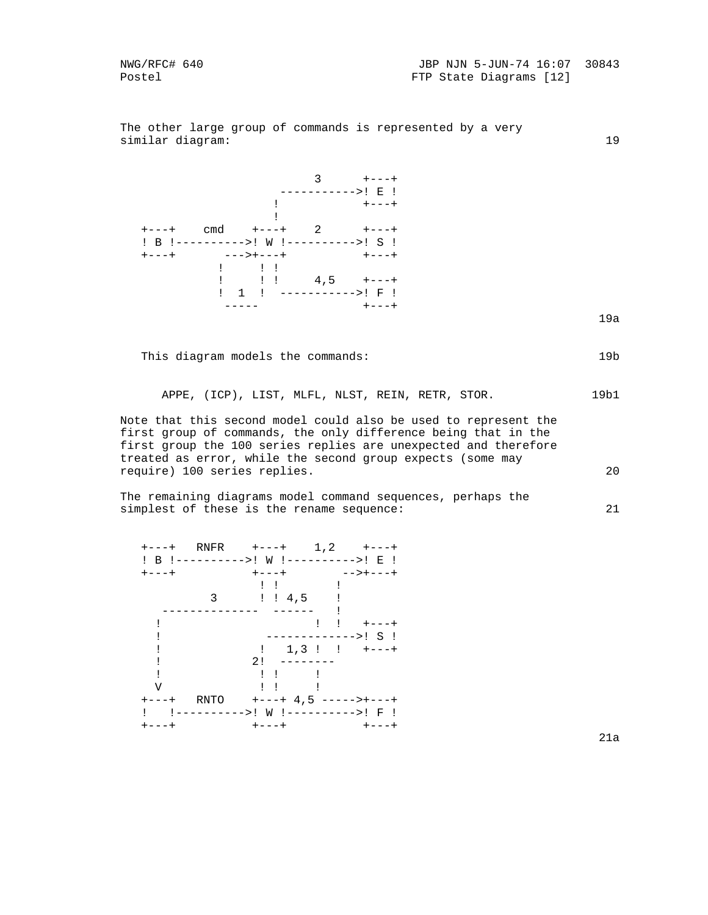The other large group of commands is represented by a very similar diagram: 19

```
                         3      +---+
                     ----------->! E !
                    !            +---+
                    !
   +---+    cmd    +---+    2      +---+
   ! B !---------->! W !---------->! S !
   +---+       --->+---+           +---+
              !     ! !
              !     ! !    4,5    +---+
              !  1  !  ----------->! F !
               -----              +---+
```

19a

This diagram models the commands: 19b

APPE, (ICP), LIST, MLFL, NLST, REIN, RETR, STOR. 19b1

Note that this second model could also be used to represent the first group of commands, the only difference being that in the first group the 100 series replies are unexpected and therefore treated as error, while the second group expects (some may require) 100 series replies. 20

The remaining diagrams model command sequences, perhaps the simplest of these is the rename sequence: 21

```
   +---+   RNFR    +---+    1,2    +---+
   ! B !---------->! W !---------->! E !
   +---+           +---+        -->+---+
                    ! !        !
            3       ! ! 4,5    !
     --------------  ------    !
    !                     !  !   +---+
    !               ------------->! S !
    !              !   1,3 !  !   +---+
    !             2!  --------
    !              ! !     !
    V              ! !     !
   +---+   RNTO    +---+ 4,5 ----->+---+
   !   !---------->! W !---------->! F !
   +---+           +---+           +---+
```

21a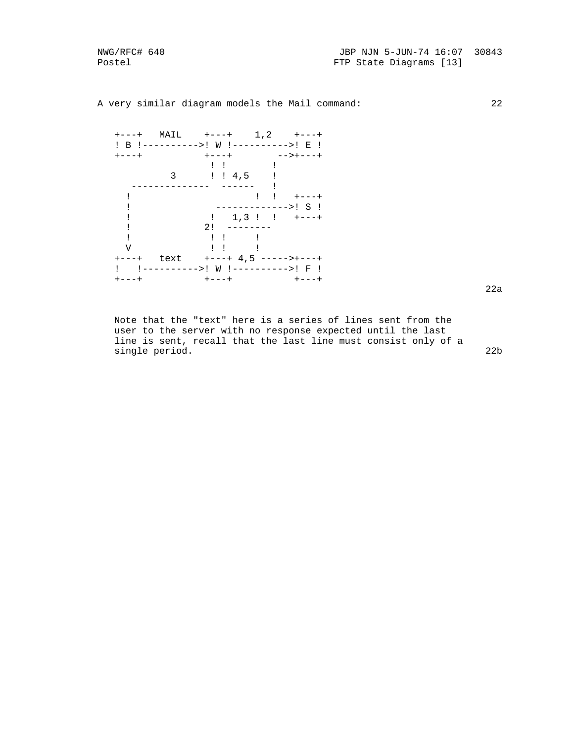A very similar diagram models the Mail command: 22

```
+---+   MAIL    +---+    1,2    +---+
! B !---------->! W !---------->! E !
+---+           +---+        -->+---+
                 ! !        !
          3      ! ! 4,5    !
    --------------  ------   !
   !                     !  !   +---+
   !               ------------->! S !
   !             !   1,3 !  !   +---+
   !            2!  --------
   !             ! !     !
   V             ! !     !
+---+   text    +---+ 4,5 ----->+---+
!   !---------->! W !---------->! F !
+---+           +---+           +---+
```

22a

Note that the "text" here is a series of lines sent from the user to the server with no response expected until the last line is sent, recall that the last line must consist only of a single period. 22b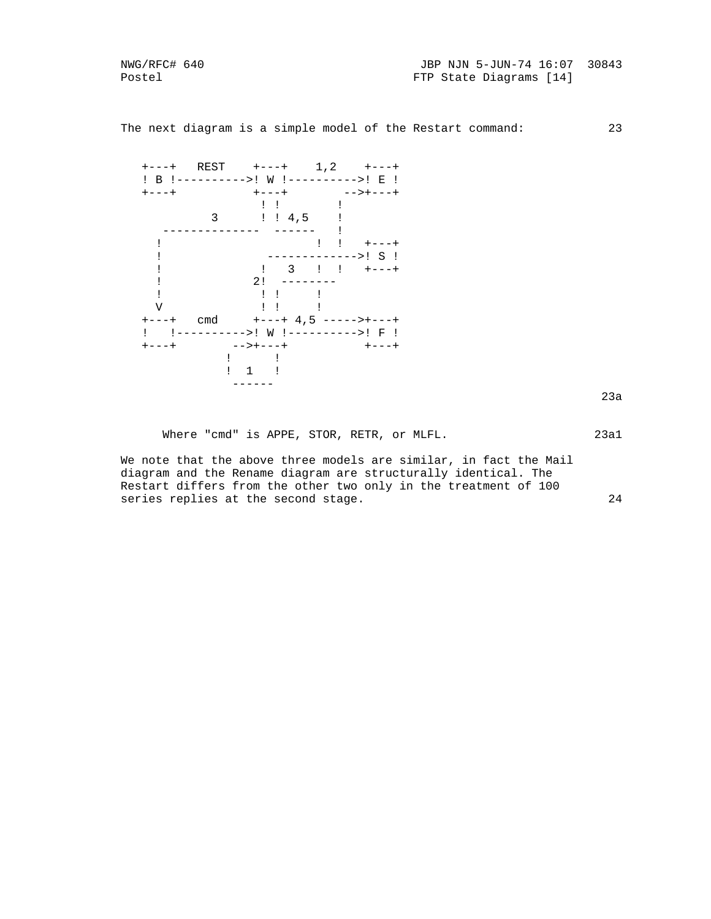The next diagram is a simple model of the Restart command: 23

```
    +---+   REST    +---+    1,2    +---+
    ! B !---------->! W !---------->! E !
    +---+           +---+        -->+---+
                     ! !        !
           3         ! ! 4,5    !
      --------------  ------    !
     !                     !  !   +---+
     !               ------------->! S !
     !               !   3   !  !   +---+
     !              2!  --------
     !               ! !     !
     V               ! !     !
    +---+   cmd     +---+ 4,5 ----->+---+
    !   !---------->! W !---------->! F !
    +---+        -->+---+           +---+
                !      !
                !  1   !
                 ------
```

23a

Where "cmd" is APPE, STOR, RETR, or MLFL. 23a1

We note that the above three models are similar, in fact the Mail diagram and the Rename diagram are structurally identical. The Restart differs from the other two only in the treatment of 100 series replies at the second stage. 24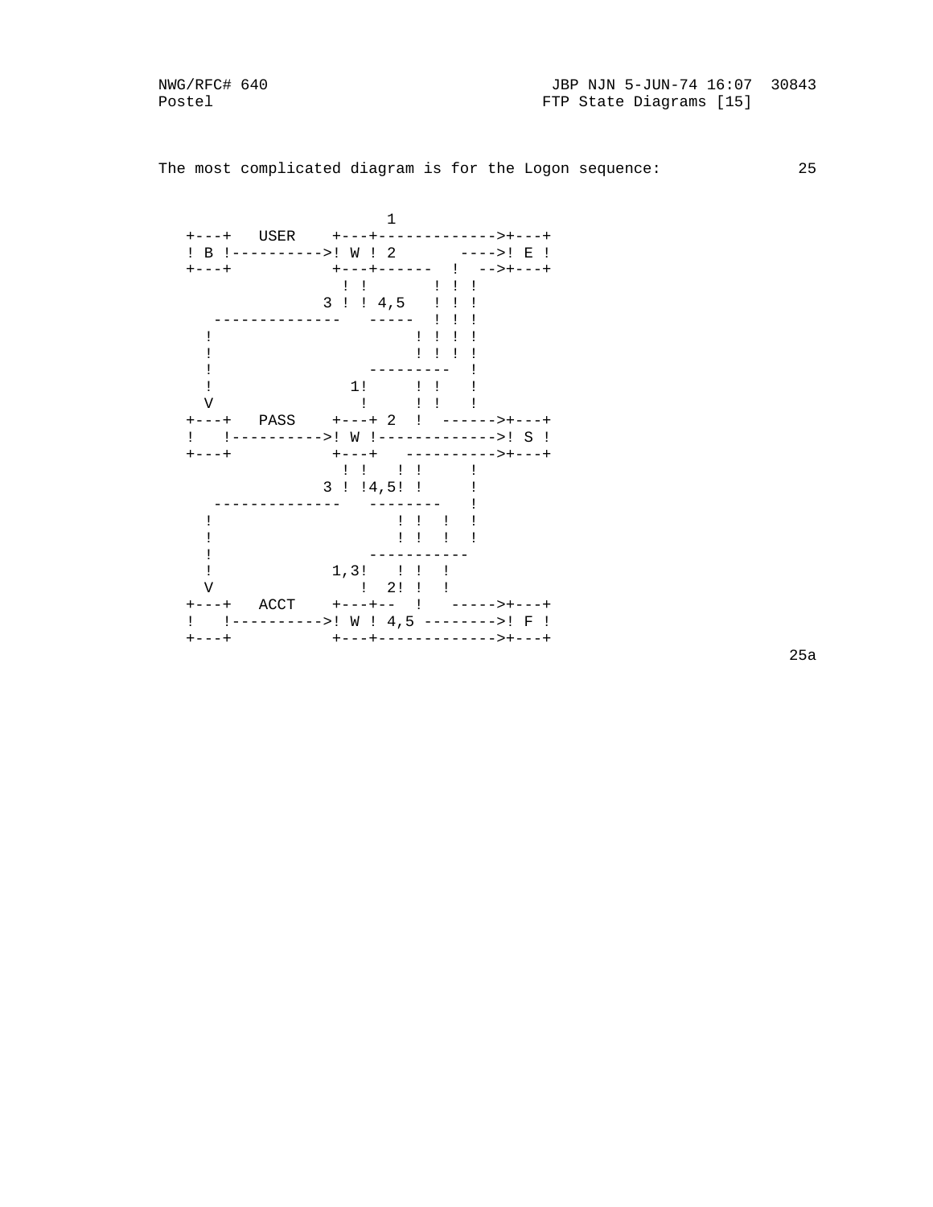The most complicated diagram is for the Logon sequence:                25

```
                         1
   +---+   USER    +---+------------->+---+
   ! B !---------->! W ! 2       ---->! E !
   +---+           +---+------  !  -->+---+
                    ! !       ! ! !
                  3 ! ! 4,5   ! ! !
     --------------   -----  ! ! !
    !                      ! ! ! !
    !                      ! ! ! !
    !                   ---------  !
    !                1!      ! !   !
    V                 !      ! !   !
   +---+   PASS    +---+ 2  !  ------>+---+
   !   !---------->! W !------------->! S !
   +---+           +---+   ---------->+---+
                    ! !   ! !      !
                  3 ! !4,5! !      !
     --------------   --------     !
    !                    ! !  !   !
    !                    ! !  !   !
    !                 -----------
    !              1,3!   ! !  !
    V                 !  2! !  !
   +---+   ACCT    +---+--  !   ----->+---+
   !   !---------->! W ! 4,5 -------->! F !
   +---+           +---+------------->+---+
```

25a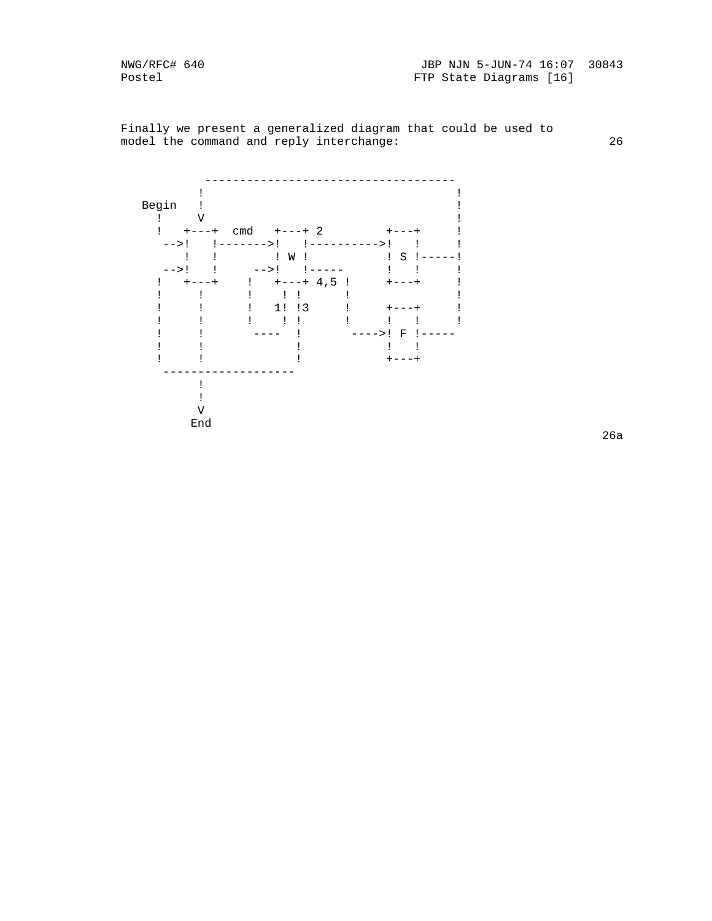Finally we present a generalized diagram that could be used to model the command and reply interchange: 26

```
          -----------------------------------
         !                                   !
  Begin  !                                   !
    !    V                                   !
    !  +---+  cmd   +---+ 2         +---+    !
     -->!   !------->!   !---------->!   !    !
       !   !        ! W !           ! S !-----!
     -->!   !     -->!   !-----      !   !    !
    !  +---+    !   +---+ 4,5 !     +---+    !
    !    !      !    ! !      !              !
    !    !      !   1! !3     !     +---+    !
    !    !      !    ! !      !     !   !    !
    !    !       ----  !       ---->! F !-----
    !    !             !            !   !
    !    !             !            +---+
     -------------------
         !
         !
         V
        End
```

26a